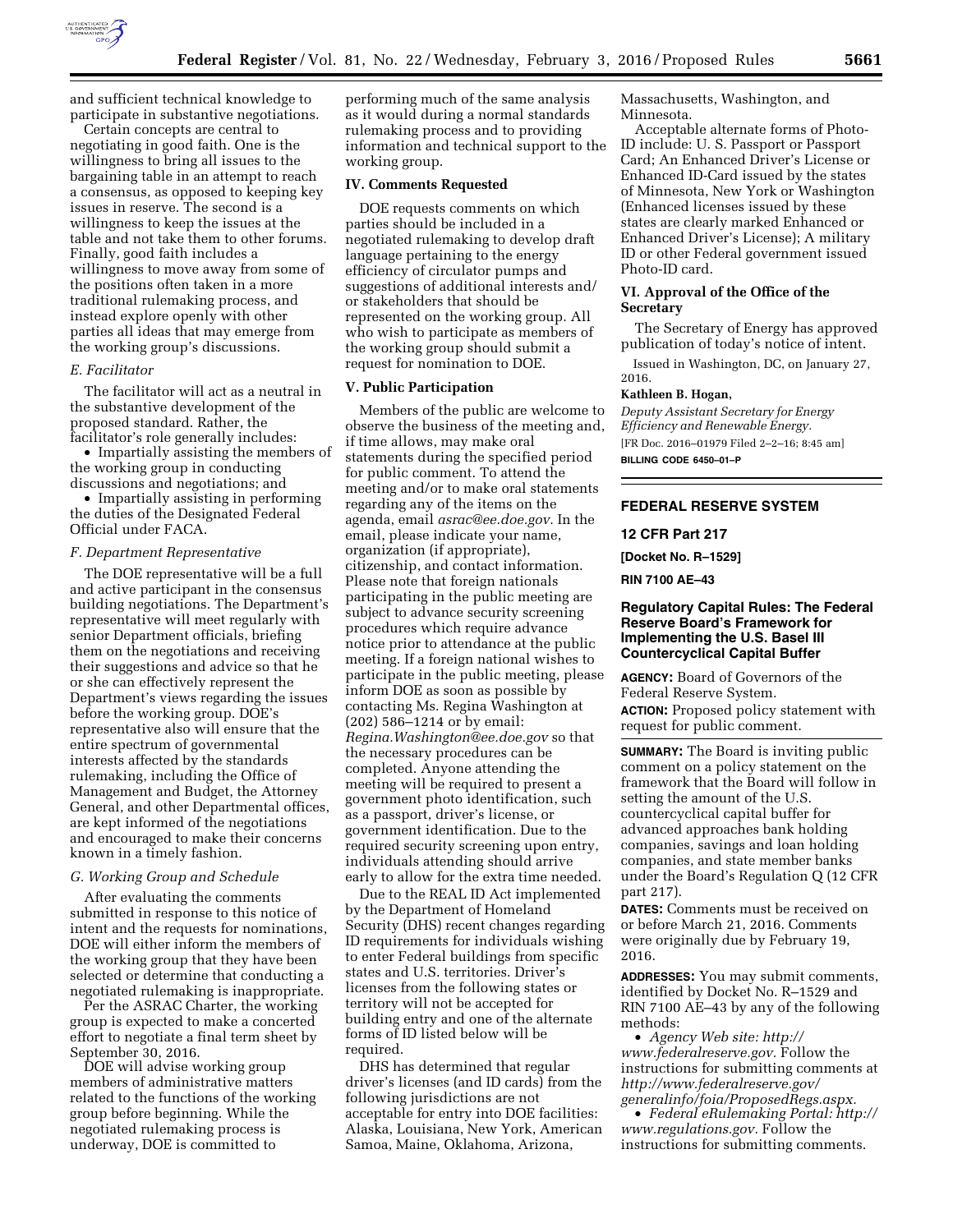and sufficient technical knowledge to participate in substantive negotiations.

Certain concepts are central to negotiating in good faith. One is the willingness to bring all issues to the bargaining table in an attempt to reach a consensus, as opposed to keeping key issues in reserve. The second is a willingness to keep the issues at the table and not take them to other forums. Finally, good faith includes a willingness to move away from some of the positions often taken in a more traditional rulemaking process, and instead explore openly with other parties all ideas that may emerge from the working group's discussions.

### *E. Facilitator*

The facilitator will act as a neutral in the substantive development of the proposed standard. Rather, the facilitator's role generally includes:

- Impartially assisting the members of the working group in conducting discussions and negotiations; and
- Impartially assisting in performing the duties of the Designated Federal Official under FACA.

### *F. Department Representative*

The DOE representative will be a full and active participant in the consensus building negotiations. The Department's representative will meet regularly with senior Department officials, briefing them on the negotiations and receiving their suggestions and advice so that he or she can effectively represent the Department's views regarding the issues before the working group. DOE's representative also will ensure that the entire spectrum of governmental interests affected by the standards rulemaking, including the Office of Management and Budget, the Attorney General, and other Departmental offices, are kept informed of the negotiations and encouraged to make their concerns known in a timely fashion.

### *G. Working Group and Schedule*

After evaluating the comments submitted in response to this notice of intent and the requests for nominations, DOE will either inform the members of the working group that they have been selected or determine that conducting a negotiated rulemaking is inappropriate.

Per the ASRAC Charter, the working group is expected to make a concerted effort to negotiate a final term sheet by September 30, 2016.

DOE will advise working group members of administrative matters related to the functions of the working group before beginning. While the negotiated rulemaking process is underway, DOE is committed to performing much of the same analysis as it would during a normal standards rulemaking process and to providing information and technical support to the working group.

## IV. Comments Requested

DOE requests comments on which parties should be included in a negotiated rulemaking to develop draft language pertaining to the energy efficiency of circulator pumps and suggestions of additional interests and/or stakeholders that should be represented on the working group. All who wish to participate as members of the working group should submit a request for nomination to DOE.

## V. Public Participation

Members of the public are welcome to observe the business of the meeting and, if time allows, may make oral statements during the specified period for public comment. To attend the meeting and/or to make oral statements regarding any of the items on the agenda, email *asrac@ee.doe.gov.* In the email, please indicate your name, organization (if appropriate), citizenship, and contact information. Please note that foreign nationals participating in the public meeting are subject to advance security screening procedures which require advance notice prior to attendance at the public meeting. If a foreign national wishes to participate in the public meeting, please inform DOE as soon as possible by contacting Ms. Regina Washington at (202) 586–1214 or by email: *Regina.Washington@ee.doe.gov* so that the necessary procedures can be completed. Anyone attending the meeting will be required to present a government photo identification, such as a passport, driver's license, or government identification. Due to the required security screening upon entry, individuals attending should arrive early to allow for the extra time needed.

Due to the REAL ID Act implemented by the Department of Homeland Security (DHS) recent changes regarding ID requirements for individuals wishing to enter Federal buildings from specific states and U.S. territories. Driver's licenses from the following states or territory will not be accepted for building entry and one of the alternate forms of ID listed below will be required.

DHS has determined that regular driver's licenses (and ID cards) from the following jurisdictions are not acceptable for entry into DOE facilities: Alaska, Louisiana, New York, American Samoa, Maine, Oklahoma, Arizona, Massachusetts, Washington, and Minnesota.

Acceptable alternate forms of Photo-ID include: U. S. Passport or Passport Card; An Enhanced Driver's License or Enhanced ID-Card issued by the states of Minnesota, New York or Washington (Enhanced licenses issued by these states are clearly marked Enhanced or Enhanced Driver's License); A military ID or other Federal government issued Photo-ID card.

## VI. Approval of the Office of the Secretary

The Secretary of Energy has approved publication of today's notice of intent.

Issued in Washington, DC, on January 27, 2016.

**Kathleen B. Hogan,**

*Deputy Assistant Secretary for Energy Efficiency and Renewable Energy.*

[FR Doc. 2016–01979 Filed 2–2–16; 8:45 am]

**BILLING CODE 6450–01–P**

---

# FEDERAL RESERVE SYSTEM

## 12 CFR Part 217

**[Docket No. R–1529]**

**RIN 7100 AE–43**

## Regulatory Capital Rules: The Federal Reserve Board's Framework for Implementing the U.S. Basel III Countercyclical Capital Buffer

**AGENCY:** Board of Governors of the Federal Reserve System.

**ACTION:** Proposed policy statement with request for public comment.

**SUMMARY:** The Board is inviting public comment on a policy statement on the framework that the Board will follow in setting the amount of the U.S. countercyclical capital buffer for advanced approaches bank holding companies, savings and loan holding companies, and state member banks under the Board's Regulation Q (12 CFR part 217).

**DATES:** Comments must be received on or before March 21, 2016. Comments were originally due by February 19, 2016.

**ADDRESSES:** You may submit comments, identified by Docket No. R–1529 and RIN 7100 AE–43 by any of the following methods:

- *Agency Web site: http://www.federalreserve.gov.* Follow the instructions for submitting comments at *http://www.federalreserve.gov/generalinfo/foia/ProposedRegs.aspx.*
- *Federal eRulemaking Portal: http://www.regulations.gov.* Follow the instructions for submitting comments.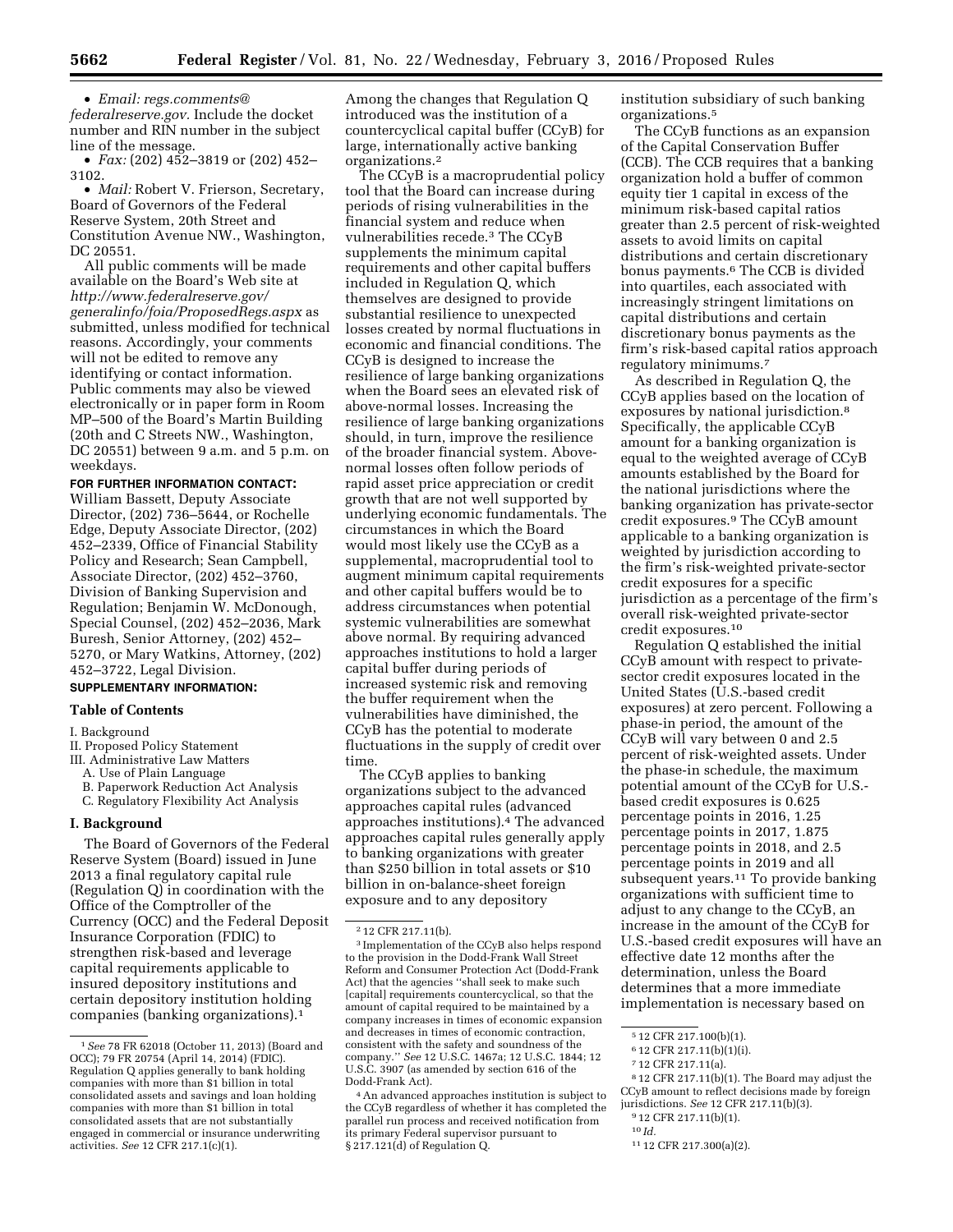• *Email: regs.comments@federalreserve.gov.* Include the docket number and RIN number in the subject line of the message.

• *Fax:* (202) 452–3819 or (202) 452–3102.

• *Mail:* Robert V. Frierson, Secretary, Board of Governors of the Federal Reserve System, 20th Street and Constitution Avenue NW., Washington, DC 20551.

All public comments will be made available on the Board's Web site at *http://www.federalreserve.gov/generalinfo/foia/ProposedRegs.aspx* as submitted, unless modified for technical reasons. Accordingly, your comments will not be edited to remove any identifying or contact information. Public comments may also be viewed electronically or in paper form in Room MP–500 of the Board's Martin Building (20th and C Streets NW., Washington, DC 20551) between 9 a.m. and 5 p.m. on weekdays.

**FOR FURTHER INFORMATION CONTACT:** William Bassett, Deputy Associate Director, (202) 736–5644, or Rochelle Edge, Deputy Associate Director, (202) 452–2339, Office of Financial Stability Policy and Research; Sean Campbell, Associate Director, (202) 452–3760, Division of Banking Supervision and Regulation; Benjamin W. McDonough, Special Counsel, (202) 452–2036, Mark Buresh, Senior Attorney, (202) 452–5270, or Mary Watkins, Attorney, (202) 452–3722, Legal Division.

**SUPPLEMENTARY INFORMATION:**

**Table of Contents**

I. Background
II. Proposed Policy Statement
III. Administrative Law Matters
  A. Use of Plain Language
  B. Paperwork Reduction Act Analysis
  C. Regulatory Flexibility Act Analysis

## I. Background

The Board of Governors of the Federal Reserve System (Board) issued in June 2013 a final regulatory capital rule (Regulation Q) in coordination with the Office of the Comptroller of the Currency (OCC) and the Federal Deposit Insurance Corporation (FDIC) to strengthen risk-based and leverage capital requirements applicable to insured depository institutions and certain depository institution holding companies (banking organizations).[1] Among the changes that Regulation Q introduced was the institution of a countercyclical capital buffer (CCyB) for large, internationally active banking organizations.[2]

The CCyB is a macroprudential policy tool that the Board can increase during periods of rising vulnerabilities in the financial system and reduce when vulnerabilities recede.[3] The CCyB supplements the minimum capital requirements and other capital buffers included in Regulation Q, which themselves are designed to provide substantial resilience to unexpected losses created by normal fluctuations in economic and financial conditions. The CCyB is designed to increase the resilience of large banking organizations when the Board sees an elevated risk of above-normal losses. Increasing the resilience of large banking organizations should, in turn, improve the resilience of the broader financial system. Above-normal losses often follow periods of rapid asset price appreciation or credit growth that are not well supported by underlying economic fundamentals. The circumstances in which the Board would most likely use the CCyB as a supplemental, macroprudential tool to augment minimum capital requirements and other capital buffers would be to address circumstances when potential systemic vulnerabilities are somewhat above normal. By requiring advanced approaches institutions to hold a larger capital buffer during periods of increased systemic risk and removing the buffer requirement when the vulnerabilities have diminished, the CCyB has the potential to moderate fluctuations in the supply of credit over time.

The CCyB applies to banking organizations subject to the advanced approaches capital rules (advanced approaches institutions).[4] The advanced approaches capital rules generally apply to banking organizations with greater than $250 billion in total assets or $10 billion in on-balance-sheet foreign exposure and to any depository institution subsidiary of such banking organizations.[5]

The CCyB functions as an expansion of the Capital Conservation Buffer (CCB). The CCB requires that a banking organization hold a buffer of common equity tier 1 capital in excess of the minimum risk-based capital ratios greater than 2.5 percent of risk-weighted assets to avoid limits on capital distributions and certain discretionary bonus payments.[6] The CCB is divided into quartiles, each associated with increasingly stringent limitations on capital distributions and certain discretionary bonus payments as the firm's risk-based capital ratios approach regulatory minimums.[7]

As described in Regulation Q, the CCyB applies based on the location of exposures by national jurisdiction.[8] Specifically, the applicable CCyB amount for a banking organization is equal to the weighted average of CCyB amounts established by the Board for the national jurisdictions where the banking organization has private-sector credit exposures.[9] The CCyB amount applicable to a banking organization is weighted by jurisdiction according to the firm's risk-weighted private-sector credit exposures for a specific jurisdiction as a percentage of the firm's overall risk-weighted private-sector credit exposures.[10]

Regulation Q established the initial CCyB amount with respect to private-sector credit exposures located in the United States (U.S.-based credit exposures) at zero percent. Following a phase-in period, the amount of the CCyB will vary between 0 and 2.5 percent of risk-weighted assets. Under the phase-in schedule, the maximum potential amount of the CCyB for U.S.-based credit exposures is 0.625 percentage points in 2016, 1.25 percentage points in 2017, 1.875 percentage points in 2018, and 2.5 percentage points in 2019 and all subsequent years.[11] To provide banking organizations with sufficient time to adjust to any change to the CCyB, an increase in the amount of the CCyB for U.S.-based credit exposures will have an effective date 12 months after the determination, unless the Board determines that a more immediate implementation is necessary based on

---

[1] *See* 78 FR 62018 (October 11, 2013) (Board and OCC); 79 FR 20754 (April 14, 2014) (FDIC). Regulation Q applies generally to bank holding companies with more than $1 billion in total consolidated assets and savings and loan holding companies with more than $1 billion in total consolidated assets that are not substantially engaged in commercial or insurance underwriting activities. *See* 12 CFR 217.1(c)(1).

[2] 12 CFR 217.11(b).

[3] Implementation of the CCyB also helps respond to the provision in the Dodd-Frank Wall Street Reform and Consumer Protection Act (Dodd-Frank Act) that the agencies "shall seek to make such [capital] requirements countercyclical, so that the amount of capital required to be maintained by a company increases in times of economic expansion and decreases in times of economic contraction, consistent with the safety and soundness of the company." *See* 12 U.S.C. 1467a; 12 U.S.C. 1844; 12 U.S.C. 3907 (as amended by section 616 of the Dodd-Frank Act).

[4] An advanced approaches institution is subject to the CCyB regardless of whether it has completed the parallel run process and received notification from its primary Federal supervisor pursuant to § 217.121(d) of Regulation Q.

[5] 12 CFR 217.100(b)(1).

[6] 12 CFR 217.11(b)(1)(i).

[7] 12 CFR 217.11(a).

[8] 12 CFR 217.11(b)(1). The Board may adjust the CCyB amount to reflect decisions made by foreign jurisdictions. *See* 12 CFR 217.11(b)(3).

[9] 12 CFR 217.11(b)(1).

[10] *Id.*

[11] 12 CFR 217.300(a)(2).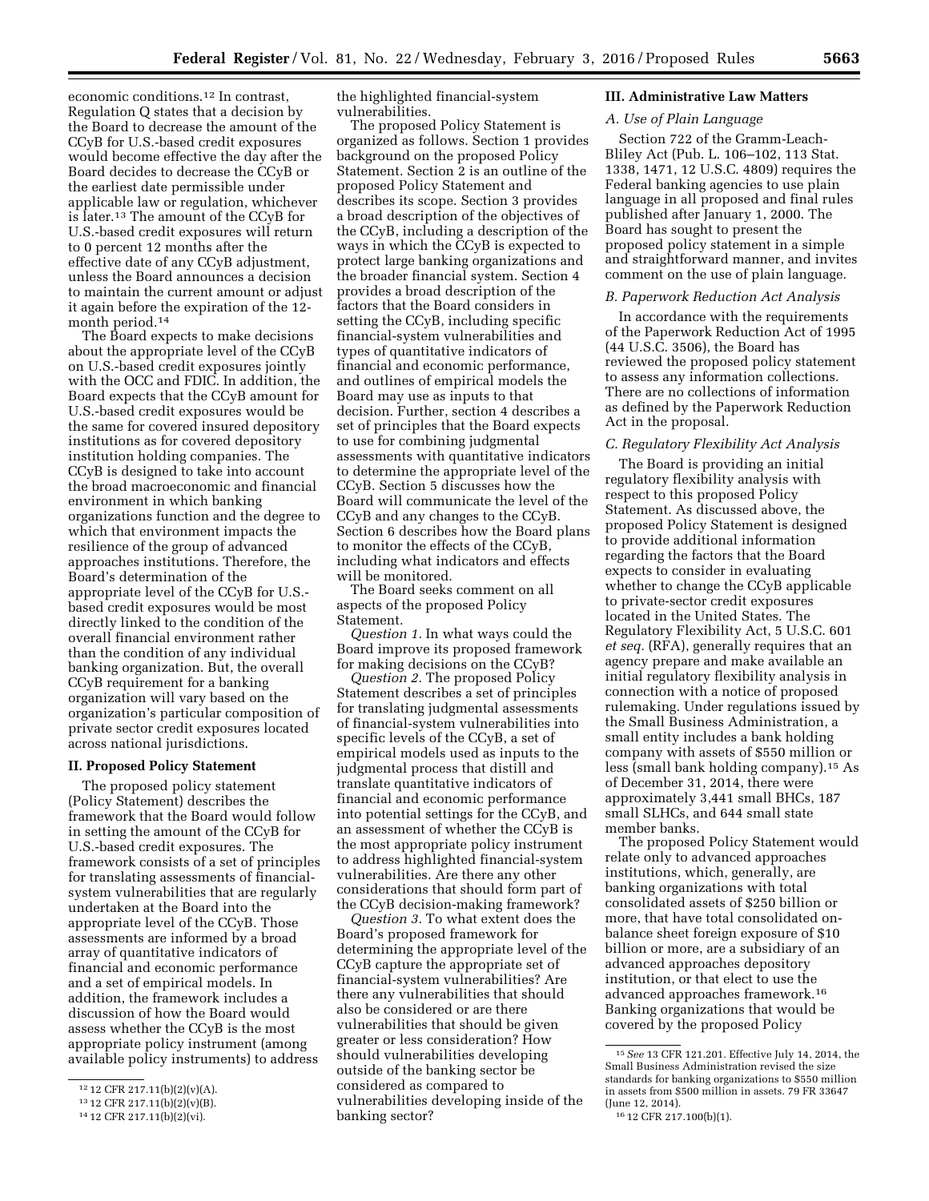economic conditions.[12] In contrast, Regulation Q states that a decision by the Board to decrease the amount of the CCyB for U.S.-based credit exposures would become effective the day after the Board decides to decrease the CCyB or the earliest date permissible under applicable law or regulation, whichever is later.[13] The amount of the CCyB for U.S.-based credit exposures will return to 0 percent 12 months after the effective date of any CCyB adjustment, unless the Board announces a decision to maintain the current amount or adjust it again before the expiration of the 12-month period.[14]

The Board expects to make decisions about the appropriate level of the CCyB on U.S.-based credit exposures jointly with the OCC and FDIC. In addition, the Board expects that the CCyB amount for U.S.-based credit exposures would be the same for covered insured depository institutions as for covered depository institution holding companies. The CCyB is designed to take into account the broad macroeconomic and financial environment in which banking organizations function and the degree to which that environment impacts the resilience of the group of advanced approaches institutions. Therefore, the Board's determination of the appropriate level of the CCyB for U.S.-based credit exposures would be most directly linked to the condition of the overall financial environment rather than the condition of any individual banking organization. But, the overall CCyB requirement for a banking organization will vary based on the organization's particular composition of private sector credit exposures located across national jurisdictions.

## II. Proposed Policy Statement

The proposed policy statement (Policy Statement) describes the framework that the Board would follow in setting the amount of the CCyB for U.S.-based credit exposures. The framework consists of a set of principles for translating assessments of financial-system vulnerabilities that are regularly undertaken at the Board into the appropriate level of the CCyB. Those assessments are informed by a broad array of quantitative indicators of financial and economic performance and a set of empirical models. In addition, the framework includes a discussion of how the Board would assess whether the CCyB is the most appropriate policy instrument (among available policy instruments) to address the highlighted financial-system vulnerabilities.

The proposed Policy Statement is organized as follows. Section 1 provides background on the proposed Policy Statement. Section 2 is an outline of the proposed Policy Statement and describes its scope. Section 3 provides a broad description of the objectives of the CCyB, including a description of the ways in which the CCyB is expected to protect large banking organizations and the broader financial system. Section 4 provides a broad description of the factors that the Board considers in setting the CCyB, including specific financial-system vulnerabilities and types of quantitative indicators of financial and economic performance, and outlines of empirical models the Board may use as inputs to that decision. Further, section 4 describes a set of principles that the Board expects to use for combining judgmental assessments with quantitative indicators to determine the appropriate level of the CCyB. Section 5 discusses how the Board will communicate the level of the CCyB and any changes to the CCyB. Section 6 describes how the Board plans to monitor the effects of the CCyB, including what indicators and effects will be monitored.

The Board seeks comment on all aspects of the proposed Policy Statement.

*Question 1.* In what ways could the Board improve its proposed framework for making decisions on the CCyB?

*Question 2.* The proposed Policy Statement describes a set of principles for translating judgmental assessments of financial-system vulnerabilities into specific levels of the CCyB, a set of empirical models used as inputs to the judgmental process that distill and translate quantitative indicators of financial and economic performance into potential settings for the CCyB, and an assessment of whether the CCyB is the most appropriate policy instrument to address highlighted financial-system vulnerabilities. Are there any other considerations that should form part of the CCyB decision-making framework?

*Question 3.* To what extent does the Board's proposed framework for determining the appropriate level of the CCyB capture the appropriate set of financial-system vulnerabilities? Are there any vulnerabilities that should also be considered or are there vulnerabilities that should be given greater or less consideration? How should vulnerabilities developing outside of the banking sector be considered as compared to vulnerabilities developing inside of the banking sector?

## III. Administrative Law Matters

### A. Use of Plain Language

Section 722 of the Gramm-Leach-Bliley Act (Pub. L. 106–102, 113 Stat. 1338, 1471, 12 U.S.C. 4809) requires the Federal banking agencies to use plain language in all proposed and final rules published after January 1, 2000. The Board has sought to present the proposed policy statement in a simple and straightforward manner, and invites comment on the use of plain language.

### B. Paperwork Reduction Act Analysis

In accordance with the requirements of the Paperwork Reduction Act of 1995 (44 U.S.C. 3506), the Board has reviewed the proposed policy statement to assess any information collections. There are no collections of information as defined by the Paperwork Reduction Act in the proposal.

### C. Regulatory Flexibility Act Analysis

The Board is providing an initial regulatory flexibility analysis with respect to this proposed Policy Statement. As discussed above, the proposed Policy Statement is designed to provide additional information regarding the factors that the Board expects to consider in evaluating whether to change the CCyB applicable to private-sector credit exposures located in the United States. The Regulatory Flexibility Act, 5 U.S.C. 601 *et seq.* (RFA), generally requires that an agency prepare and make available an initial regulatory flexibility analysis in connection with a notice of proposed rulemaking. Under regulations issued by the Small Business Administration, a small entity includes a bank holding company with assets of $550 million or less (small bank holding company).[15] As of December 31, 2014, there were approximately 3,441 small BHCs, 187 small SLHCs, and 644 small state member banks.

The proposed Policy Statement would relate only to advanced approaches institutions, which, generally, are banking organizations with total consolidated assets of $250 billion or more, that have total consolidated on-balance sheet foreign exposure of $10 billion or more, are a subsidiary of an advanced approaches depository institution, or that elect to use the advanced approaches framework.[16] Banking organizations that would be covered by the proposed Policy

---

[12] 12 CFR 217.11(b)(2)(v)(A).

[13] 12 CFR 217.11(b)(2)(v)(B).

[14] 12 CFR 217.11(b)(2)(vi).

[15] *See* 13 CFR 121.201. Effective July 14, 2014, the Small Business Administration revised the size standards for banking organizations to $550 million in assets from $500 million in assets. 79 FR 33647 (June 12, 2014).

[16] 12 CFR 217.100(b)(1).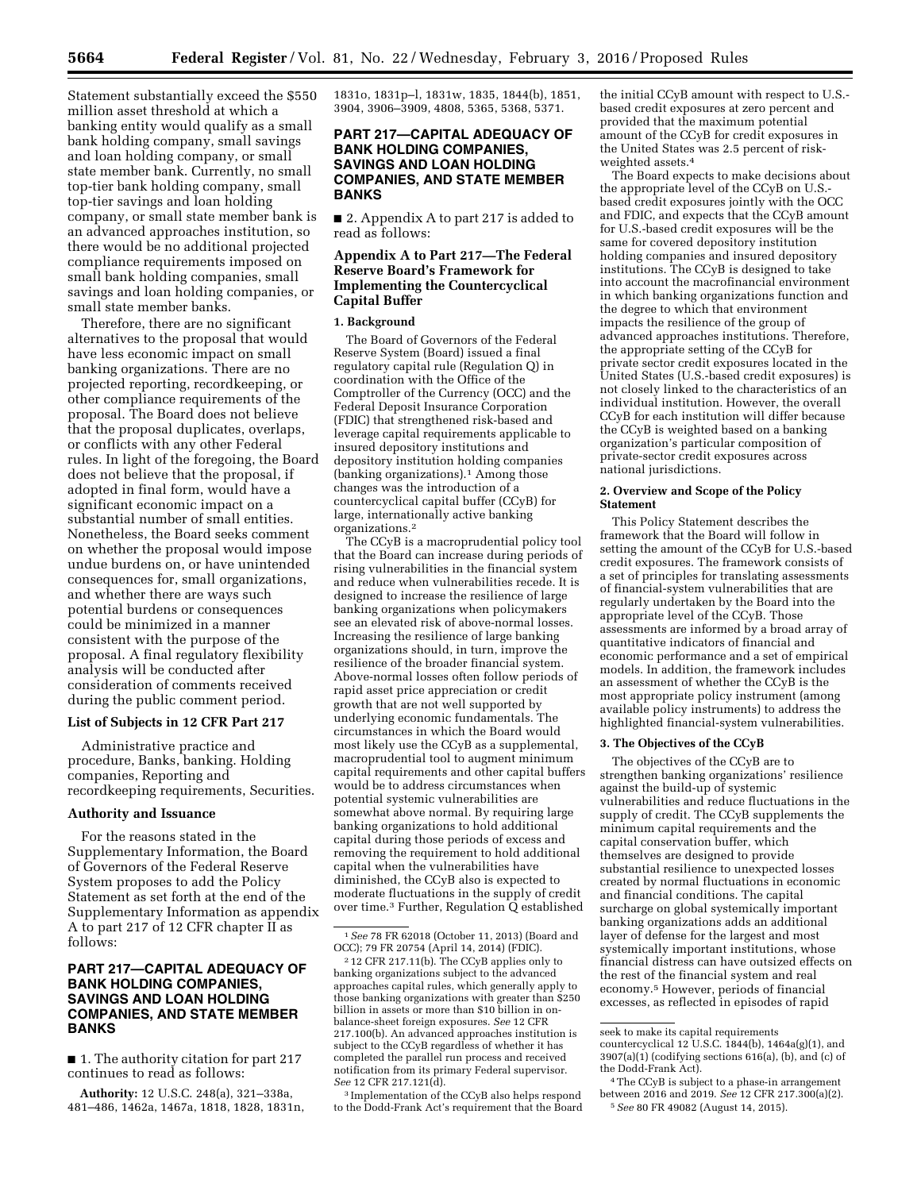Statement substantially exceed the $550 million asset threshold at which a banking entity would qualify as a small bank holding company, small savings and loan holding company, or small state member bank. Currently, no small top-tier bank holding company, small top-tier savings and loan holding company, or small state member bank is an advanced approaches institution, so there would be no additional projected compliance requirements imposed on small bank holding companies, small savings and loan holding companies, or small state member banks.

Therefore, there are no significant alternatives to the proposal that would have less economic impact on small banking organizations. There are no projected reporting, recordkeeping, or other compliance requirements of the proposal. The Board does not believe that the proposal duplicates, overlaps, or conflicts with any other Federal rules. In light of the foregoing, the Board does not believe that the proposal, if adopted in final form, would have a significant economic impact on a substantial number of small entities. Nonetheless, the Board seeks comment on whether the proposal would impose undue burdens on, or have unintended consequences for, small organizations, and whether there are ways such potential burdens or consequences could be minimized in a manner consistent with the purpose of the proposal. A final regulatory flexibility analysis will be conducted after consideration of comments received during the public comment period.

### List of Subjects in 12 CFR Part 217

Administrative practice and procedure, Banks, banking. Holding companies, Reporting and recordkeeping requirements, Securities.

### Authority and Issuance

For the reasons stated in the Supplementary Information, the Board of Governors of the Federal Reserve System proposes to add the Policy Statement as set forth at the end of the Supplementary Information as appendix A to part 217 of 12 CFR chapter II as follows:

## PART 217—CAPITAL ADEQUACY OF BANK HOLDING COMPANIES, SAVINGS AND LOAN HOLDING COMPANIES, AND STATE MEMBER BANKS

■ 1. The authority citation for part 217 continues to read as follows:

**Authority:** 12 U.S.C. 248(a), 321–338a, 481–486, 1462a, 1467a, 1818, 1828, 1831n, 1831o, 1831p–l, 1831w, 1835, 1844(b), 1851, 3904, 3906–3909, 4808, 5365, 5368, 5371.

## PART 217—CAPITAL ADEQUACY OF BANK HOLDING COMPANIES, SAVINGS AND LOAN HOLDING COMPANIES, AND STATE MEMBER BANKS

■ 2. Appendix A to part 217 is added to read as follows:

### Appendix A to Part 217—The Federal Reserve Board's Framework for Implementing the Countercyclical Capital Buffer

**1. Background**

The Board of Governors of the Federal Reserve System (Board) issued a final regulatory capital rule (Regulation Q) in coordination with the Office of the Comptroller of the Currency (OCC) and the Federal Deposit Insurance Corporation (FDIC) that strengthened risk-based and leverage capital requirements applicable to insured depository institutions and depository institution holding companies (banking organizations).[1] Among those changes was the introduction of a countercyclical capital buffer (CCyB) for large, internationally active banking organizations.[2]

The CCyB is a macroprudential policy tool that the Board can increase during periods of rising vulnerabilities in the financial system and reduce when vulnerabilities recede. It is designed to increase the resilience of large banking organizations when policymakers see an elevated risk of above-normal losses. Increasing the resilience of large banking organizations should, in turn, improve the resilience of the broader financial system. Above-normal losses often follow periods of rapid asset price appreciation or credit growth that are not well supported by underlying economic fundamentals. The circumstances in which the Board would most likely use the CCyB as a supplemental, macroprudential tool to augment minimum capital requirements and other capital buffers would be to address circumstances when potential systemic vulnerabilities are somewhat above normal. By requiring large banking organizations to hold additional capital during those periods of excess and removing the requirement to hold additional capital when the vulnerabilities have diminished, the CCyB also is expected to moderate fluctuations in the supply of credit over time.[3] Further, Regulation Q established the initial CCyB amount with respect to U.S.-based credit exposures at zero percent and provided that the maximum potential amount of the CCyB for credit exposures in the United States was 2.5 percent of risk-weighted assets.[4]

The Board expects to make decisions about the appropriate level of the CCyB on U.S.-based credit exposures jointly with the OCC and FDIC, and expects that the CCyB amount for U.S.-based credit exposures will be the same for covered depository institution holding companies and insured depository institutions. The CCyB is designed to take into account the macrofinancial environment in which banking organizations function and the degree to which that environment impacts the resilience of the group of advanced approaches institutions. Therefore, the appropriate setting of the CCyB for private sector credit exposures located in the United States (U.S.-based credit exposures) is not closely linked to the characteristics of an individual institution. However, the overall CCyB for each institution will differ because the CCyB is weighted based on a banking organization's particular composition of private-sector credit exposures across national jurisdictions.

**2. Overview and Scope of the Policy Statement**

This Policy Statement describes the framework that the Board will follow in setting the amount of the CCyB for U.S.-based credit exposures. The framework consists of a set of principles for translating assessments of financial-system vulnerabilities that are regularly undertaken by the Board into the appropriate level of the CCyB. Those assessments are informed by a broad array of quantitative indicators of financial and economic performance and a set of empirical models. In addition, the framework includes an assessment of whether the CCyB is the most appropriate policy instrument (among available policy instruments) to address the highlighted financial-system vulnerabilities.

**3. The Objectives of the CCyB**

The objectives of the CCyB are to strengthen banking organizations' resilience against the build-up of systemic vulnerabilities and reduce fluctuations in the supply of credit. The CCyB supplements the minimum capital requirements and the capital conservation buffer, which themselves are designed to provide substantial resilience to unexpected losses created by normal fluctuations in economic and financial conditions. The capital surcharge on global systemically important banking organizations adds an additional layer of defense for the largest and most systemically important institutions, whose financial distress can have outsized effects on the rest of the financial system and real economy.[5] However, periods of financial excesses, as reflected in episodes of rapid

---

[1] *See* 78 FR 62018 (October 11, 2013) (Board and OCC); 79 FR 20754 (April 14, 2014) (FDIC).

[2] 12 CFR 217.11(b). The CCyB applies only to banking organizations subject to the advanced approaches capital rules, which generally apply to those banking organizations with greater than $250 billion in assets or more than $10 billion in on-balance-sheet foreign exposures. *See* 12 CFR 217.100(b). An advanced approaches institution is subject to the CCyB regardless of whether it has completed the parallel run process and received notification from its primary Federal supervisor. *See* 12 CFR 217.121(d).

[3] Implementation of the CCyB also helps respond to the Dodd-Frank Act's requirement that the Board seek to make its capital requirements countercyclical 12 U.S.C. 1844(b), 1464a(g)(1), and 3907(a)(1) (codifying sections 616(a), (b), and (c) of the Dodd-Frank Act).

[4] The CCyB is subject to a phase-in arrangement between 2016 and 2019. *See* 12 CFR 217.300(a)(2).

[5] *See* 80 FR 49082 (August 14, 2015).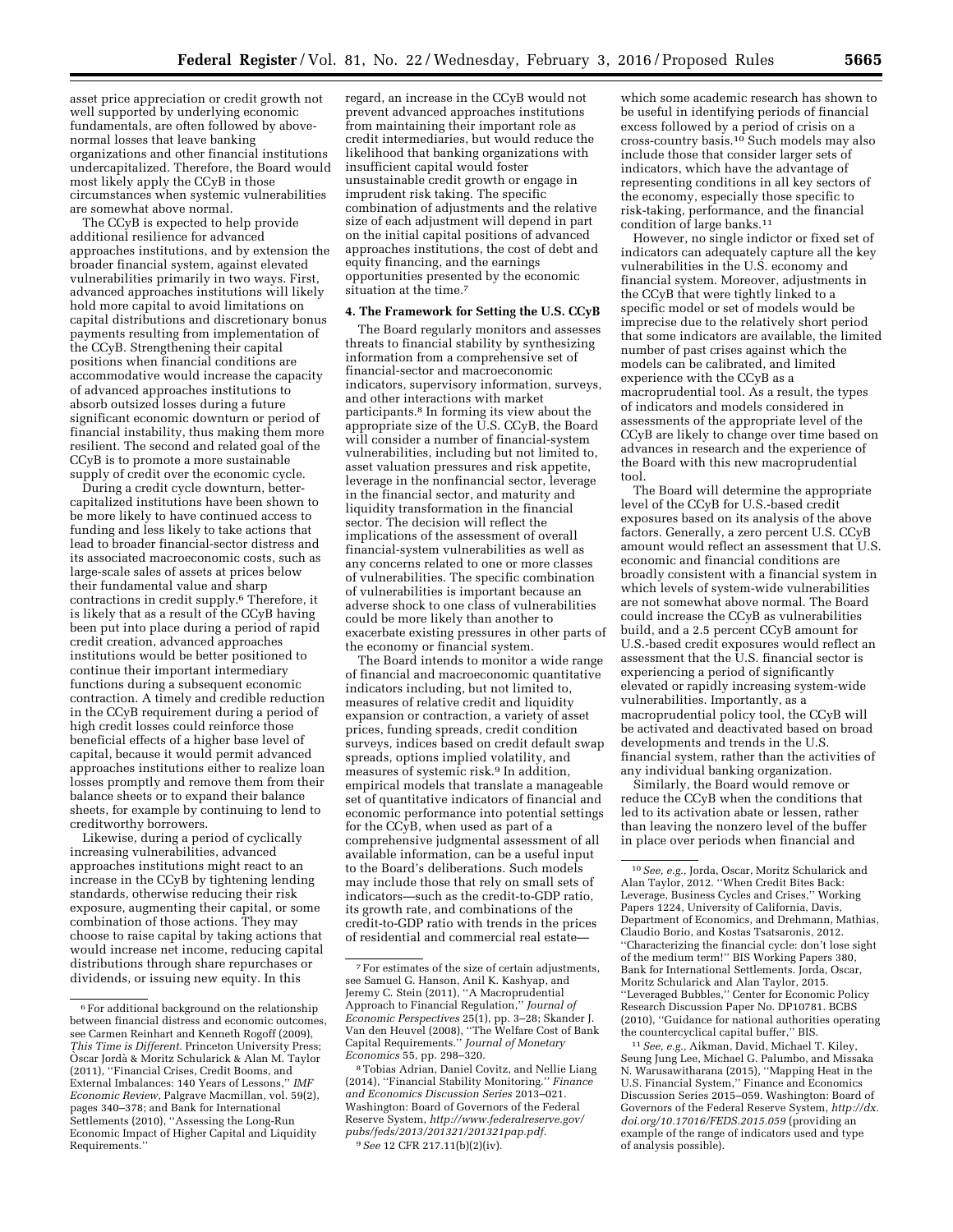asset price appreciation or credit growth not well supported by underlying economic fundamentals, are often followed by above-normal losses that leave banking organizations and other financial institutions undercapitalized. Therefore, the Board would most likely apply the CCyB in those circumstances when systemic vulnerabilities are somewhat above normal.

The CCyB is expected to help provide additional resilience for advanced approaches institutions, and by extension the broader financial system, against elevated vulnerabilities primarily in two ways. First, advanced approaches institutions will likely hold more capital to avoid limitations on capital distributions and discretionary bonus payments resulting from implementation of the CCyB. Strengthening their capital positions when financial conditions are accommodative would increase the capacity of advanced approaches institutions to absorb outsized losses during a future significant economic downturn or period of financial instability, thus making them more resilient. The second and related goal of the CCyB is to promote a more sustainable supply of credit over the economic cycle.

During a credit cycle downturn, better-capitalized institutions have been shown to be more likely to have continued access to funding and less likely to take actions that lead to broader financial-sector distress and its associated macroeconomic costs, such as large-scale sales of assets at prices below their fundamental value and sharp contractions in credit supply.[6] Therefore, it is likely that as a result of the CCyB having been put into place during a period of rapid credit creation, advanced approaches institutions would be better positioned to continue their important intermediary functions during a subsequent economic contraction. A timely and credible reduction in the CCyB requirement during a period of high credit losses could reinforce those beneficial effects of a higher base level of capital, because it would permit advanced approaches institutions either to realize loan losses promptly and remove them from their balance sheets or to expand their balance sheets, for example by continuing to lend to creditworthy borrowers.

Likewise, during a period of cyclically increasing vulnerabilities, advanced approaches institutions might react to an increase in the CCyB by tightening lending standards, otherwise reducing their risk exposure, augmenting their capital, or some combination of those actions. They may choose to raise capital by taking actions that would increase net income, reducing capital distributions through share repurchases or dividends, or issuing new equity. In this regard, an increase in the CCyB would not prevent advanced approaches institutions from maintaining their important role as credit intermediaries, but would reduce the likelihood that banking organizations with insufficient capital would foster unsustainable credit growth or engage in imprudent risk taking. The specific combination of adjustments and the relative size of each adjustment will depend in part on the initial capital positions of advanced approaches institutions, the cost of debt and equity financing, and the earnings opportunities presented by the economic situation at the time.[7]

### 4. The Framework for Setting the U.S. CCyB

The Board regularly monitors and assesses threats to financial stability by synthesizing information from a comprehensive set of financial-sector and macroeconomic indicators, supervisory information, surveys, and other interactions with market participants.[8] In forming its view about the appropriate size of the U.S. CCyB, the Board will consider a number of financial-system vulnerabilities, including but not limited to, asset valuation pressures and risk appetite, leverage in the nonfinancial sector, leverage in the financial sector, and maturity and liquidity transformation in the financial sector. The decision will reflect the implications of the assessment of overall financial-system vulnerabilities as well as any concerns related to one or more classes of vulnerabilities. The specific combination of vulnerabilities is important because an adverse shock to one class of vulnerabilities could be more likely than another to exacerbate existing pressures in other parts of the economy or financial system.

The Board intends to monitor a wide range of financial and macroeconomic quantitative indicators including, but not limited to, measures of relative credit and liquidity expansion or contraction, a variety of asset prices, funding spreads, credit condition surveys, indices based on credit default swap spreads, options implied volatility, and measures of systemic risk.[9] In addition, empirical models that translate a manageable set of quantitative indicators of financial and economic performance into potential settings for the CCyB, when used as part of a comprehensive judgmental assessment of all available information, can be a useful input to the Board's deliberations. Such models may include those that rely on small sets of indicators—such as the credit-to-GDP ratio, its growth rate, and combinations of the credit-to-GDP ratio with trends in the prices of residential and commercial real estate—which some academic research has shown to be useful in identifying periods of financial excess followed by a period of crisis on a cross-country basis.[10] Such models may also include those that consider larger sets of indicators, which have the advantage of representing conditions in all key sectors of the economy, especially those specific to risk-taking, performance, and the financial condition of large banks.[11]

However, no single indictor or fixed set of indicators can adequately capture all the key vulnerabilities in the U.S. economy and financial system. Moreover, adjustments in the CCyB that were tightly linked to a specific model or set of models would be imprecise due to the relatively short period that some indicators are available, the limited number of past crises against which the models can be calibrated, and limited experience with the CCyB as a macroprudential tool. As a result, the types of indicators and models considered in assessments of the appropriate level of the CCyB are likely to change over time based on advances in research and the experience of the Board with this new macroprudential tool.

The Board will determine the appropriate level of the CCyB for U.S.-based credit exposures based on its analysis of the above factors. Generally, a zero percent U.S. CCyB amount would reflect an assessment that U.S. economic and financial conditions are broadly consistent with a financial system in which levels of system-wide vulnerabilities are not somewhat above normal. The Board could increase the CCyB as vulnerabilities build, and a 2.5 percent CCyB amount for U.S.-based credit exposures would reflect an assessment that the U.S. financial sector is experiencing a period of significantly elevated or rapidly increasing system-wide vulnerabilities. Importantly, as a macroprudential policy tool, the CCyB will be activated and deactivated based on broad developments and trends in the U.S. financial system, rather than the activities of any individual banking organization.

Similarly, the Board would remove or reduce the CCyB when the conditions that led to its activation abate or lessen, rather than leaving the nonzero level of the buffer in place over periods when financial and

---

[6] For additional background on the relationship between financial distress and economic outcomes, see Carmen Reinhart and Kenneth Rogoff (2009), *This Time is Different.* Princeton University Press; Òscar Jordà & Moritz Schularick & Alan M. Taylor (2011), ''Financial Crises, Credit Booms, and External Imbalances: 140 Years of Lessons,'' *IMF Economic Review,* Palgrave Macmillan, vol. 59(2), pages 340–378; and Bank for International Settlements (2010), ''Assessing the Long-Run Economic Impact of Higher Capital and Liquidity Requirements.''

[7] For estimates of the size of certain adjustments, see Samuel G. Hanson, Anil K. Kashyap, and Jeremy C. Stein (2011), ''A Macroprudential Approach to Financial Regulation,'' *Journal of Economic Perspectives* 25(1), pp. 3–28; Skander J. Van den Heuvel (2008), ''The Welfare Cost of Bank Capital Requirements.'' *Journal of Monetary Economics* 55, pp. 298–320.

[8] Tobias Adrian, Daniel Covitz, and Nellie Liang (2014), ''Financial Stability Monitoring.'' *Finance and Economics Discussion Series* 2013–021. Washington: Board of Governors of the Federal Reserve System, *http://www.federalreserve.gov/pubs/feds/2013/201321/201321pap.pdf.*

[9] *See* 12 CFR 217.11(b)(2)(iv).

[10] *See, e.g.,* Jorda, Oscar, Moritz Schularick and Alan Taylor, 2012. ''When Credit Bites Back: Leverage, Business Cycles and Crises,'' Working Papers 1224, University of California, Davis, Department of Economics, and Drehmann, Mathias, Claudio Borio, and Kostas Tsatsaronis, 2012. ''Characterizing the financial cycle: don't lose sight of the medium term!'' BIS Working Papers 380, Bank for International Settlements. Jorda, Oscar, Moritz Schularick and Alan Taylor, 2015. ''Leveraged Bubbles,'' Center for Economic Policy Research Discussion Paper No. DP10781. BCBS (2010), ''Guidance for national authorities operating the countercyclical capital buffer,'' BIS.

[11] *See, e.g.,* Aikman, David, Michael T. Kiley, Seung Jung Lee, Michael G. Palumbo, and Missaka N. Warusawitharana (2015), ''Mapping Heat in the U.S. Financial System,'' Finance and Economics Discussion Series 2015–059. Washington: Board of Governors of the Federal Reserve System, *http://dx.doi.org/10.17016/FEDS.2015.059* (providing an example of the range of indicators used and type of analysis possible).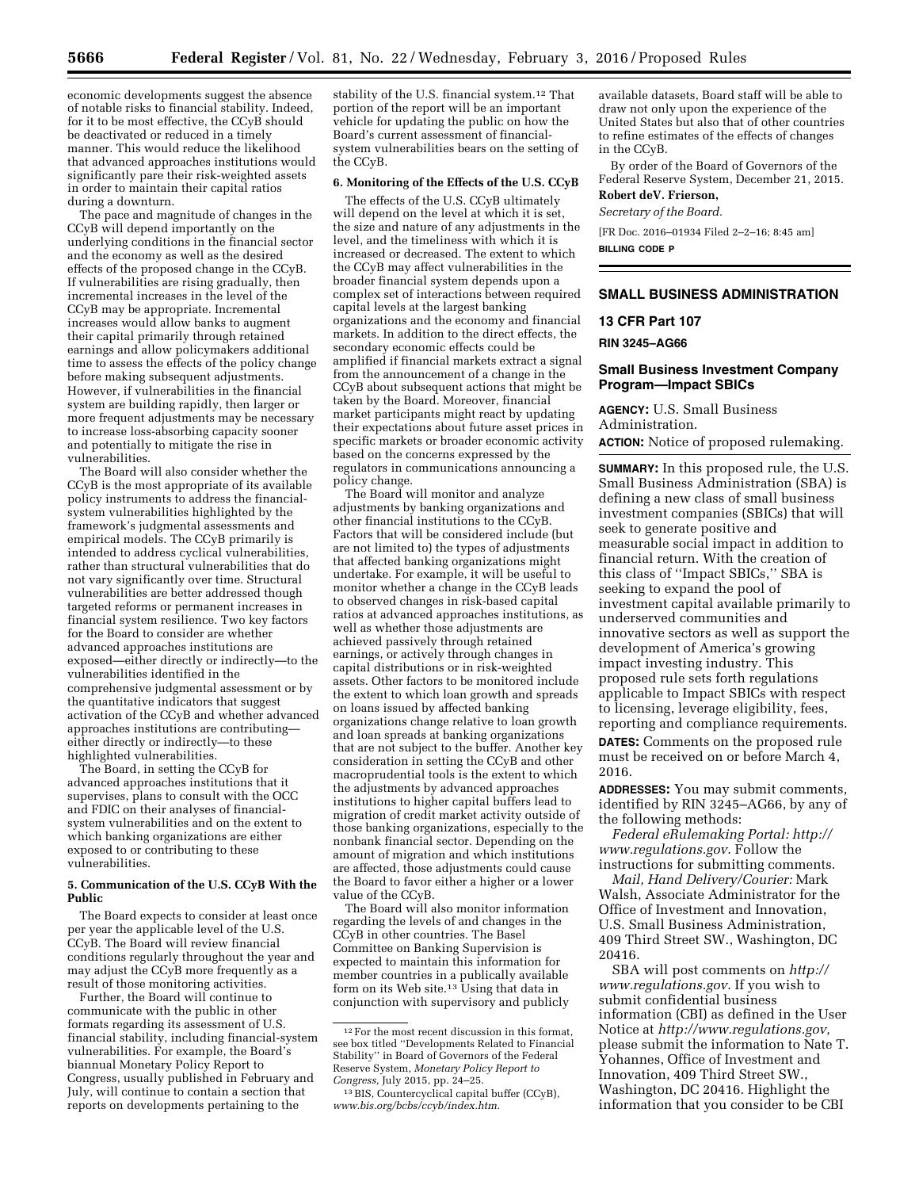economic developments suggest the absence of notable risks to financial stability. Indeed, for it to be most effective, the CCyB should be deactivated or reduced in a timely manner. This would reduce the likelihood that advanced approaches institutions would significantly pare their risk-weighted assets in order to maintain their capital ratios during a downturn.

The pace and magnitude of changes in the CCyB will depend importantly on the underlying conditions in the financial sector and the economy as well as the desired effects of the proposed change in the CCyB. If vulnerabilities are rising gradually, then incremental increases in the level of the CCyB may be appropriate. Incremental increases would allow banks to augment their capital primarily through retained earnings and allow policymakers additional time to assess the effects of the policy change before making subsequent adjustments. However, if vulnerabilities in the financial system are building rapidly, then larger or more frequent adjustments may be necessary to increase loss-absorbing capacity sooner and potentially to mitigate the rise in vulnerabilities.

The Board will also consider whether the CCyB is the most appropriate of its available policy instruments to address the financial-system vulnerabilities highlighted by the framework's judgmental assessments and empirical models. The CCyB primarily is intended to address cyclical vulnerabilities, rather than structural vulnerabilities that do not vary significantly over time. Structural vulnerabilities are better addressed though targeted reforms or permanent increases in financial system resilience. Two key factors for the Board to consider are whether advanced approaches institutions are exposed—either directly or indirectly—to the vulnerabilities identified in the comprehensive judgmental assessment or by the quantitative indicators that suggest activation of the CCyB and whether advanced approaches institutions are contributing—either directly or indirectly—to these highlighted vulnerabilities.

The Board, in setting the CCyB for advanced approaches institutions that it supervises, plans to consult with the OCC and FDIC on their analyses of financial-system vulnerabilities and on the extent to which banking organizations are either exposed to or contributing to these vulnerabilities.

### 5. Communication of the U.S. CCyB With the Public

The Board expects to consider at least once per year the applicable level of the U.S. CCyB. The Board will review financial conditions regularly throughout the year and may adjust the CCyB more frequently as a result of those monitoring activities.

Further, the Board will continue to communicate with the public in other formats regarding its assessment of U.S. financial stability, including financial-system vulnerabilities. For example, the Board's biannual Monetary Policy Report to Congress, usually published in February and July, will continue to contain a section that reports on developments pertaining to the stability of the U.S. financial system.[12] That portion of the report will be an important vehicle for updating the public on how the Board's current assessment of financial-system vulnerabilities bears on the setting of the CCyB.

### 6. Monitoring of the Effects of the U.S. CCyB

The effects of the U.S. CCyB ultimately will depend on the level at which it is set, the size and nature of any adjustments in the level, and the timeliness with which it is increased or decreased. The extent to which the CCyB may affect vulnerabilities in the broader financial system depends upon a complex set of interactions between required capital levels at the largest banking organizations and the economy and financial markets. In addition to the direct effects, the secondary economic effects could be amplified if financial markets extract a signal from the announcement of a change in the CCyB about subsequent actions that might be taken by the Board. Moreover, financial market participants might react by updating their expectations about future asset prices in specific markets or broader economic activity based on the concerns expressed by the regulators in communications announcing a policy change.

The Board will monitor and analyze adjustments by banking organizations and other financial institutions to the CCyB. Factors that will be considered include (but are not limited to) the types of adjustments that affected banking organizations might undertake. For example, it will be useful to monitor whether a change in the CCyB leads to observed changes in risk-based capital ratios at advanced approaches institutions, as well as whether those adjustments are achieved passively through retained earnings, or actively through changes in capital distributions or in risk-weighted assets. Other factors to be monitored include the extent to which loan growth and spreads on loans issued by affected banking organizations change relative to loan growth and loan spreads at banking organizations that are not subject to the buffer. Another key consideration in setting the CCyB and other macroprudential tools is the extent to which the adjustments by advanced approaches institutions to higher capital buffers lead to migration of credit market activity outside of those banking organizations, especially to the nonbank financial sector. Depending on the amount of migration and which institutions are affected, those adjustments could cause the Board to favor either a higher or a lower value of the CCyB.

The Board will also monitor information regarding the levels of and changes in the CCyB in other countries. The Basel Committee on Banking Supervision is expected to maintain this information for member countries in a publically available form on its Web site.[13] Using that data in conjunction with supervisory and publicly available datasets, Board staff will be able to draw not only upon the experience of the United States but also that of other countries to refine estimates of the effects of changes in the CCyB.

By order of the Board of Governors of the Federal Reserve System, December 21, 2015.

**Robert deV. Frierson,**

*Secretary of the Board.*

[FR Doc. 2016–01934 Filed 2–2–16; 8:45 am]

**BILLING CODE P**

[12] For the most recent discussion in this format, see box titled ''Developments Related to Financial Stability'' in Board of Governors of the Federal Reserve System, *Monetary Policy Report to Congress,* July 2015, pp. 24–25.

[13] BIS, Countercyclical capital buffer (CCyB), *www.bis.org/bcbs/ccyb/index.htm.*

---

## SMALL BUSINESS ADMINISTRATION

### 13 CFR Part 107

**RIN 3245–AG66**

### Small Business Investment Company Program—Impact SBICs

**AGENCY:** U.S. Small Business Administration.

**ACTION:** Notice of proposed rulemaking.

**SUMMARY:** In this proposed rule, the U.S. Small Business Administration (SBA) is defining a new class of small business investment companies (SBICs) that will seek to generate positive and measurable social impact in addition to financial return. With the creation of this class of ''Impact SBICs,'' SBA is seeking to expand the pool of investment capital available primarily to underserved communities and innovative sectors as well as support the development of America's growing impact investing industry. This proposed rule sets forth regulations applicable to Impact SBICs with respect to licensing, leverage eligibility, fees, reporting and compliance requirements.

**DATES:** Comments on the proposed rule must be received on or before March 4, 2016.

**ADDRESSES:** You may submit comments, identified by RIN 3245–AG66, by any of the following methods:

*Federal eRulemaking Portal: http://www.regulations.gov.* Follow the instructions for submitting comments.

*Mail, Hand Delivery/Courier:* Mark Walsh, Associate Administrator for the Office of Investment and Innovation, U.S. Small Business Administration, 409 Third Street SW., Washington, DC 20416.

SBA will post comments on *http://www.regulations.gov.* If you wish to submit confidential business information (CBI) as defined in the User Notice at *http://www.regulations.gov,* please submit the information to Nate T. Yohannes, Office of Investment and Innovation, 409 Third Street SW., Washington, DC 20416. Highlight the information that you consider to be CBI